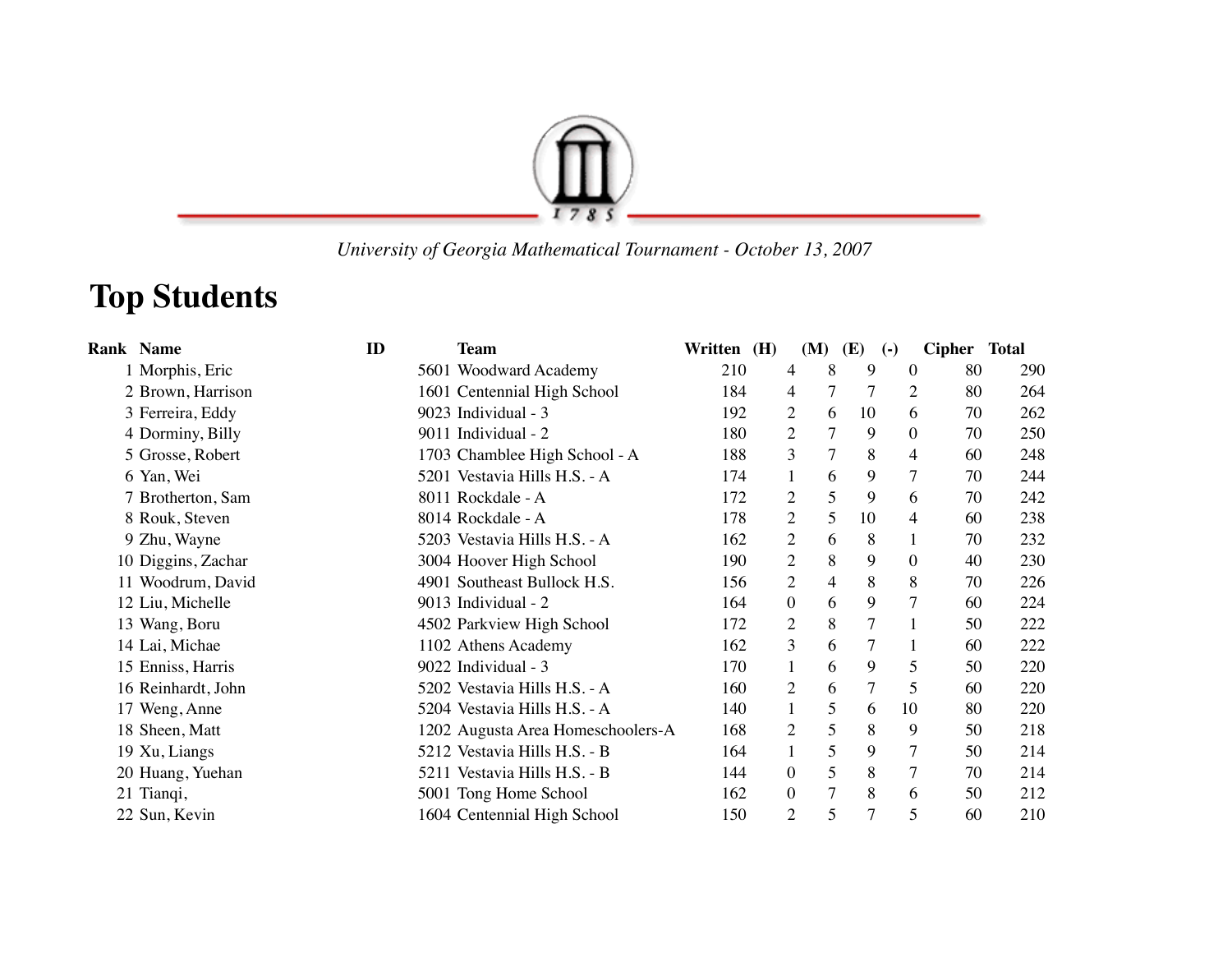*University of Georgia Mathematical Tournament - October 13, 2007*

# Top Students

| Rank | Name | ID | Team | Written | (H) | (M) | (E) | (-) | Cipher | Total |
|---|---|---|---|---|---|---|---|---|---|---|
| 1 | Morphis, Eric | 5601 | Woodward Academy | 210 | 4 | 8 | 9 | 0 | 80 | 290 |
| 2 | Brown, Harrison | 1601 | Centennial High School | 184 | 4 | 7 | 7 | 2 | 80 | 264 |
| 3 | Ferreira, Eddy | 9023 | Individual - 3 | 192 | 2 | 6 | 10 | 6 | 70 | 262 |
| 4 | Dorminy, Billy | 9011 | Individual - 2 | 180 | 2 | 7 | 9 | 0 | 70 | 250 |
| 5 | Grosse, Robert | 1703 | Chamblee High School - A | 188 | 3 | 7 | 8 | 4 | 60 | 248 |
| 6 | Yan, Wei | 5201 | Vestavia Hills H.S. - A | 174 | 1 | 6 | 9 | 7 | 70 | 244 |
| 7 | Brotherton, Sam | 8011 | Rockdale - A | 172 | 2 | 5 | 9 | 6 | 70 | 242 |
| 8 | Rouk, Steven | 8014 | Rockdale - A | 178 | 2 | 5 | 10 | 4 | 60 | 238 |
| 9 | Zhu, Wayne | 5203 | Vestavia Hills H.S. - A | 162 | 2 | 6 | 8 | 1 | 70 | 232 |
| 10 | Diggins, Zachar | 3004 | Hoover High School | 190 | 2 | 8 | 9 | 0 | 40 | 230 |
| 11 | Woodrum, David | 4901 | Southeast Bullock H.S. | 156 | 2 | 4 | 8 | 8 | 70 | 226 |
| 12 | Liu, Michelle | 9013 | Individual - 2 | 164 | 0 | 6 | 9 | 7 | 60 | 224 |
| 13 | Wang, Boru | 4502 | Parkview High School | 172 | 2 | 8 | 7 | 1 | 50 | 222 |
| 14 | Lai, Michae | 1102 | Athens Academy | 162 | 3 | 6 | 7 | 1 | 60 | 222 |
| 15 | Enniss, Harris | 9022 | Individual - 3 | 170 | 1 | 6 | 9 | 5 | 50 | 220 |
| 16 | Reinhardt, John | 5202 | Vestavia Hills H.S. - A | 160 | 2 | 6 | 7 | 5 | 60 | 220 |
| 17 | Weng, Anne | 5204 | Vestavia Hills H.S. - A | 140 | 1 | 5 | 6 | 10 | 80 | 220 |
| 18 | Sheen, Matt | 1202 | Augusta Area Homeschoolers-A | 168 | 2 | 5 | 8 | 9 | 50 | 218 |
| 19 | Xu, Liangs | 5212 | Vestavia Hills H.S. - B | 164 | 1 | 5 | 9 | 7 | 50 | 214 |
| 20 | Huang, Yuehan | 5211 | Vestavia Hills H.S. - B | 144 | 0 | 5 | 8 | 7 | 70 | 214 |
| 21 | Tianqi, | 5001 | Tong Home School | 162 | 0 | 7 | 8 | 6 | 50 | 212 |
| 22 | Sun, Kevin | 1604 | Centennial High School | 150 | 2 | 5 | 7 | 5 | 60 | 210 |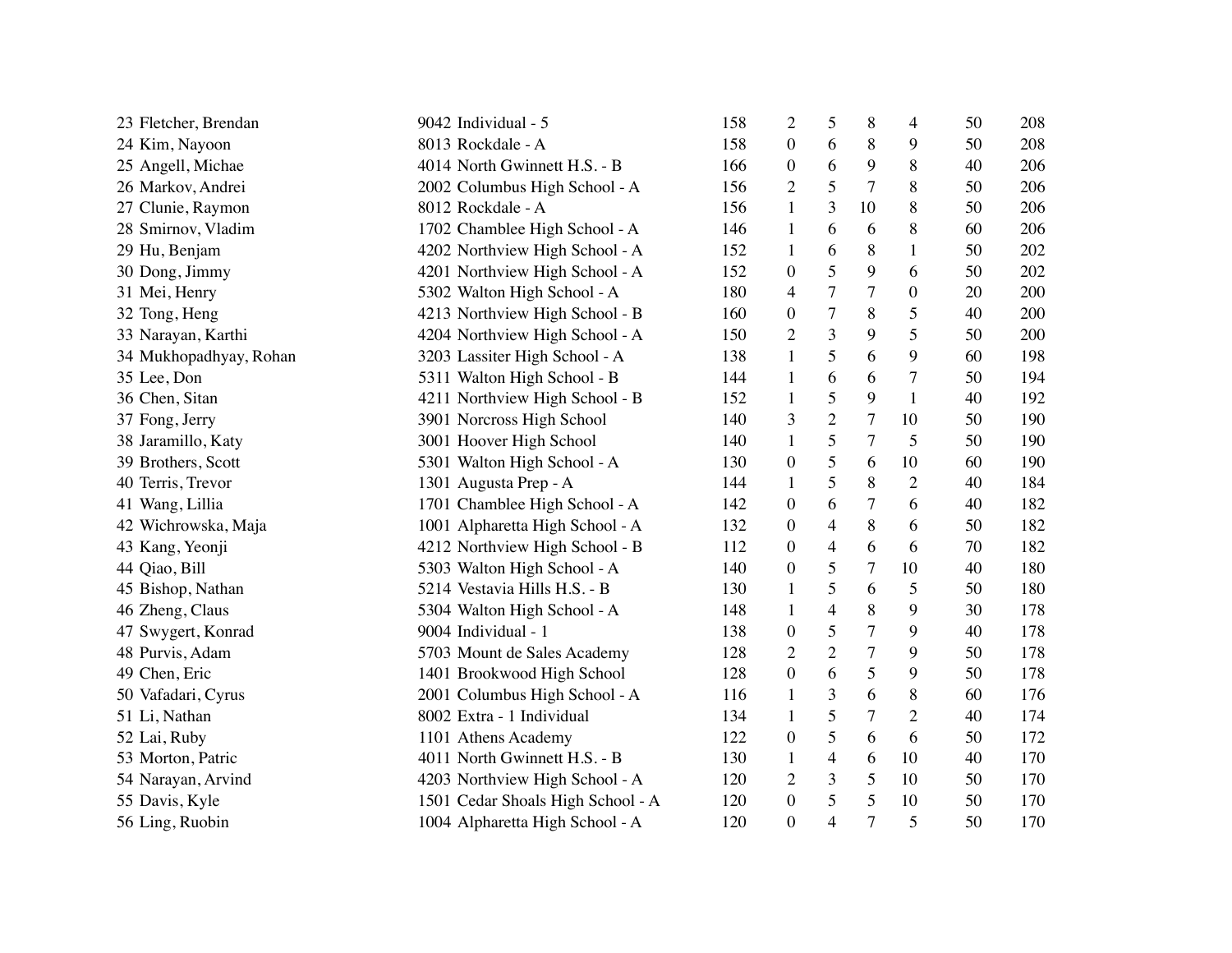| | | | | | | | | | |
|---|---|---|---|---|---|---|---|---|---|
| 23 | Fletcher, Brendan | 9042 Individual - 5 | 158 | 2 | 5 | 8 | 4 | 50 | 208 |
| 24 | Kim, Nayoon | 8013 Rockdale - A | 158 | 0 | 6 | 8 | 9 | 50 | 208 |
| 25 | Angell, Michae | 4014 North Gwinnett H.S. - B | 166 | 0 | 6 | 9 | 8 | 40 | 206 |
| 26 | Markov, Andrei | 2002 Columbus High School - A | 156 | 2 | 5 | 7 | 8 | 50 | 206 |
| 27 | Clunie, Raymon | 8012 Rockdale - A | 156 | 1 | 3 | 10 | 8 | 50 | 206 |
| 28 | Smirnov, Vladim | 1702 Chamblee High School - A | 146 | 1 | 6 | 6 | 8 | 60 | 206 |
| 29 | Hu, Benjam | 4202 Northview High School - A | 152 | 1 | 6 | 8 | 1 | 50 | 202 |
| 30 | Dong, Jimmy | 4201 Northview High School - A | 152 | 0 | 5 | 9 | 6 | 50 | 202 |
| 31 | Mei, Henry | 5302 Walton High School - A | 180 | 4 | 7 | 7 | 0 | 20 | 200 |
| 32 | Tong, Heng | 4213 Northview High School - B | 160 | 0 | 7 | 8 | 5 | 40 | 200 |
| 33 | Narayan, Karthi | 4204 Northview High School - A | 150 | 2 | 3 | 9 | 5 | 50 | 200 |
| 34 | Mukhopadhyay, Rohan | 3203 Lassiter High School - A | 138 | 1 | 5 | 6 | 9 | 60 | 198 |
| 35 | Lee, Don | 5311 Walton High School - B | 144 | 1 | 6 | 6 | 7 | 50 | 194 |
| 36 | Chen, Sitan | 4211 Northview High School - B | 152 | 1 | 5 | 9 | 1 | 40 | 192 |
| 37 | Fong, Jerry | 3901 Norcross High School | 140 | 3 | 2 | 7 | 10 | 50 | 190 |
| 38 | Jaramillo, Katy | 3001 Hoover High School | 140 | 1 | 5 | 7 | 5 | 50 | 190 |
| 39 | Brothers, Scott | 5301 Walton High School - A | 130 | 0 | 5 | 6 | 10 | 60 | 190 |
| 40 | Terris, Trevor | 1301 Augusta Prep - A | 144 | 1 | 5 | 8 | 2 | 40 | 184 |
| 41 | Wang, Lillia | 1701 Chamblee High School - A | 142 | 0 | 6 | 7 | 6 | 40 | 182 |
| 42 | Wichrowska, Maja | 1001 Alpharetta High School - A | 132 | 0 | 4 | 8 | 6 | 50 | 182 |
| 43 | Kang, Yeonji | 4212 Northview High School - B | 112 | 0 | 4 | 6 | 6 | 70 | 182 |
| 44 | Qiao, Bill | 5303 Walton High School - A | 140 | 0 | 5 | 7 | 10 | 40 | 180 |
| 45 | Bishop, Nathan | 5214 Vestavia Hills H.S. - B | 130 | 1 | 5 | 6 | 5 | 50 | 180 |
| 46 | Zheng, Claus | 5304 Walton High School - A | 148 | 1 | 4 | 8 | 9 | 30 | 178 |
| 47 | Swygert, Konrad | 9004 Individual - 1 | 138 | 0 | 5 | 7 | 9 | 40 | 178 |
| 48 | Purvis, Adam | 5703 Mount de Sales Academy | 128 | 2 | 2 | 7 | 9 | 50 | 178 |
| 49 | Chen, Eric | 1401 Brookwood High School | 128 | 0 | 6 | 5 | 9 | 50 | 178 |
| 50 | Vafadari, Cyrus | 2001 Columbus High School - A | 116 | 1 | 3 | 6 | 8 | 60 | 176 |
| 51 | Li, Nathan | 8002 Extra - 1 Individual | 134 | 1 | 5 | 7 | 2 | 40 | 174 |
| 52 | Lai, Ruby | 1101 Athens Academy | 122 | 0 | 5 | 6 | 6 | 50 | 172 |
| 53 | Morton, Patric | 4011 North Gwinnett H.S. - B | 130 | 1 | 4 | 6 | 10 | 40 | 170 |
| 54 | Narayan, Arvind | 4203 Northview High School - A | 120 | 2 | 3 | 5 | 10 | 50 | 170 |
| 55 | Davis, Kyle | 1501 Cedar Shoals High School - A | 120 | 0 | 5 | 5 | 10 | 50 | 170 |
| 56 | Ling, Ruobin | 1004 Alpharetta High School - A | 120 | 0 | 4 | 7 | 5 | 50 | 170 |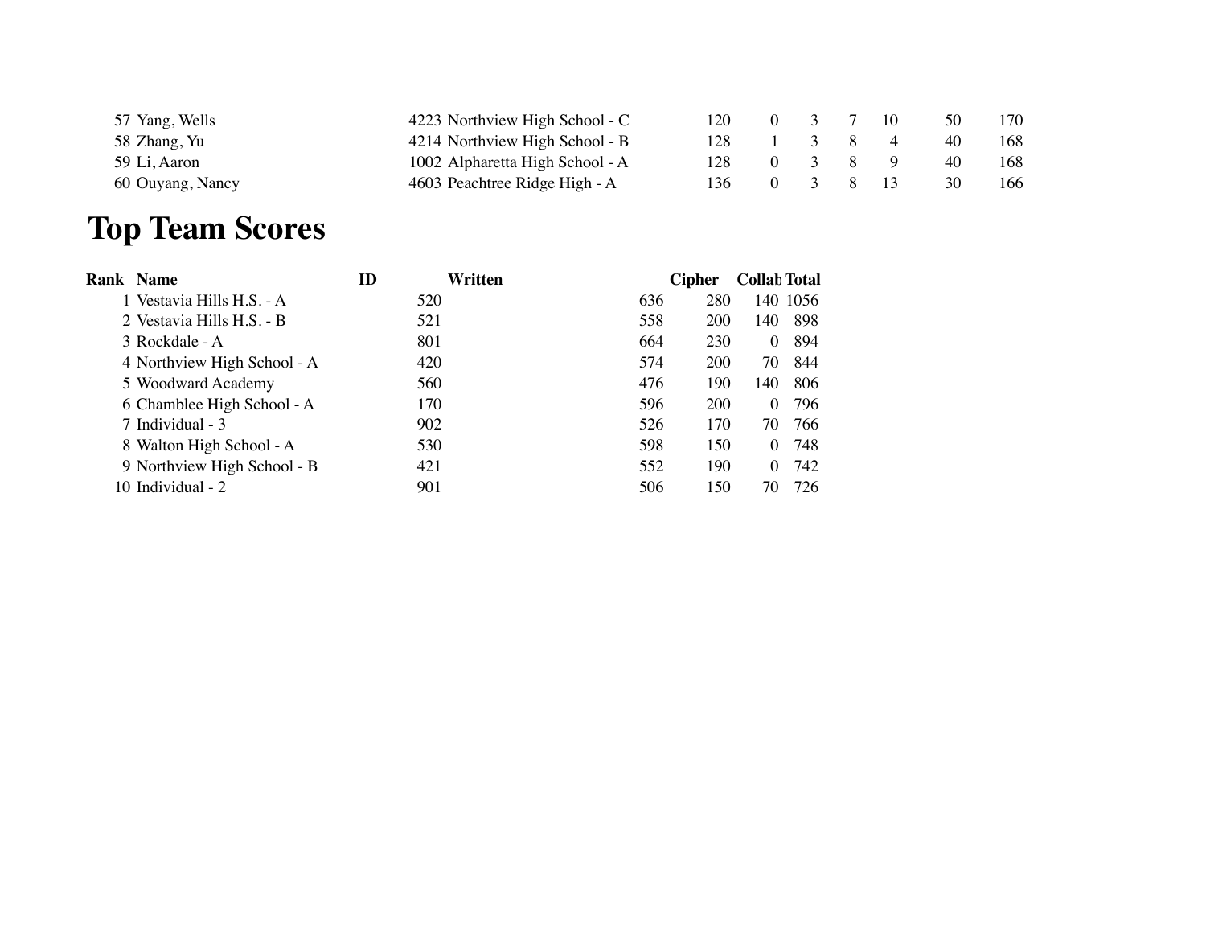| | | | | | | | | | | |
|---|---|---|---|---|---|---|---|---|---|---|
| 57 | Yang, Wells | 4223 | Northview High School - C | 120 | 0 | 3 | 7 | 10 | 50 | 170 |
| 58 | Zhang, Yu | 4214 | Northview High School - B | 128 | 1 | 3 | 8 | 4 | 40 | 168 |
| 59 | Li, Aaron | 1002 | Alpharetta High School - A | 128 | 0 | 3 | 8 | 9 | 40 | 168 |
| 60 | Ouyang, Nancy | 4603 | Peachtree Ridge High - A | 136 | 0 | 3 | 8 | 13 | 30 | 166 |

# Top Team Scores

| Rank | Name | ID | Written | Cipher | Collab | Total |
|---|---|---|---|---|---|---|
| 1 | Vestavia Hills H.S. - A | 520 | 636 | 280 | 140 | 1056 |
| 2 | Vestavia Hills H.S. - B | 521 | 558 | 200 | 140 | 898 |
| 3 | Rockdale - A | 801 | 664 | 230 | 0 | 894 |
| 4 | Northview High School - A | 420 | 574 | 200 | 70 | 844 |
| 5 | Woodward Academy | 560 | 476 | 190 | 140 | 806 |
| 6 | Chamblee High School - A | 170 | 596 | 200 | 0 | 796 |
| 7 | Individual - 3 | 902 | 526 | 170 | 70 | 766 |
| 8 | Walton High School - A | 530 | 598 | 150 | 0 | 748 |
| 9 | Northview High School - B | 421 | 552 | 190 | 0 | 742 |
| 10 | Individual - 2 | 901 | 506 | 150 | 70 | 726 |